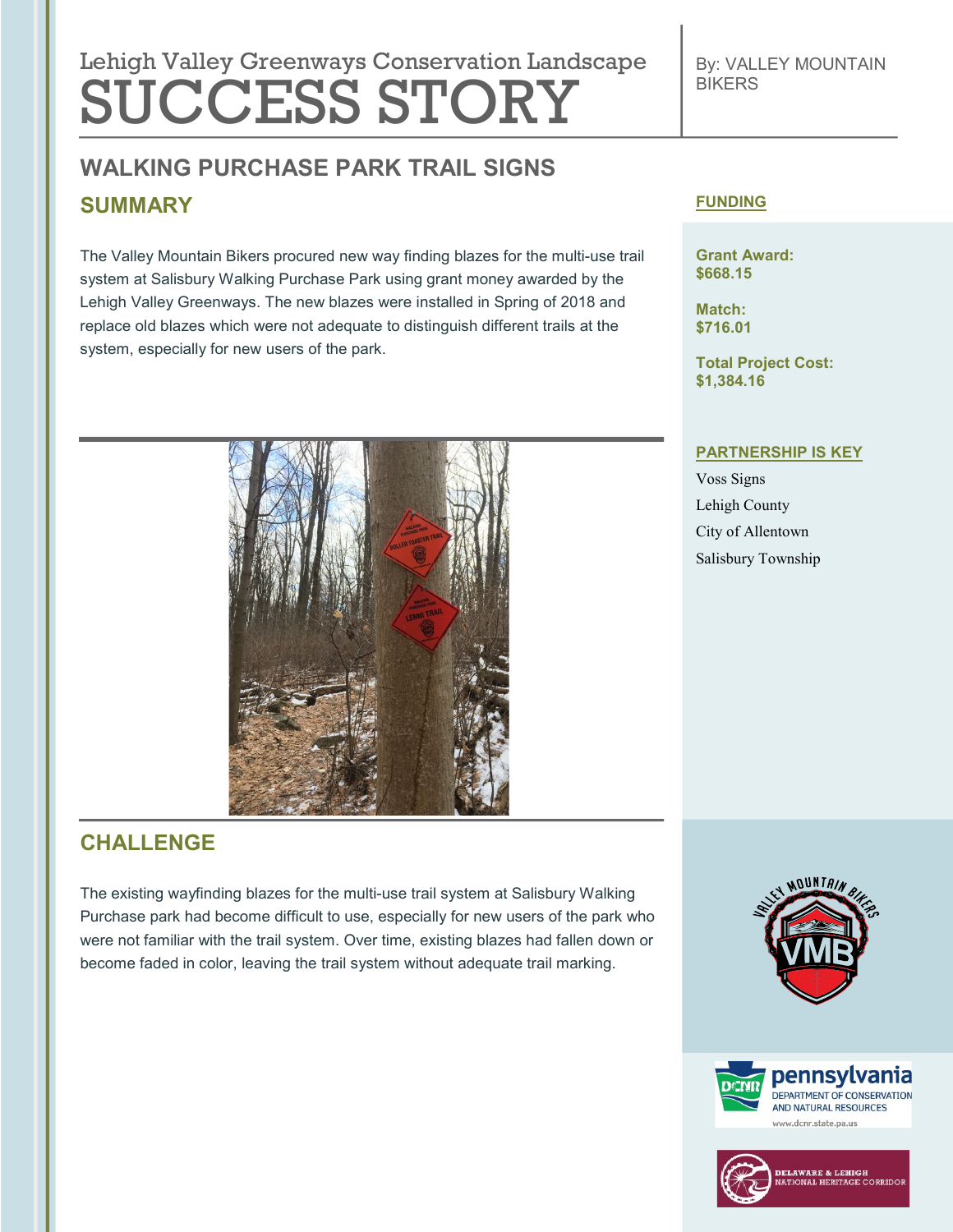Lehigh Valley Greenways Conservation Landscape

# SUCCESS STORY

By: VALLEY MOUNTAIN BIKERS

## WALKING PURCHASE PARK TRAIL SIGNS

### SUMMARY

The Valley Mountain Bikers procured new way finding blazes for the multi-use trail system at Salisbury Walking Purchase Park using grant money awarded by the Lehigh Valley Greenways. The new blazes were installed in Spring of 2018 and replace old blazes which were not adequate to distinguish different trails at the system, especially for new users of the park.

### CHALLENGE

The existing wayfinding blazes for the multi-use trail system at Salisbury Walking Purchase park had become difficult to use, especially for new users of the park who were not familiar with the trail system. Over time, existing blazes had fallen down or become faded in color, leaving the trail system without adequate trail marking.

### FUNDING

**Grant Award:**
**$668.15**

**Match:**
**$716.01**

**Total Project Cost:**
**$1,384.16**

### PARTNERSHIP IS KEY

Voss Signs

Lehigh County

City of Allentown

Salisbury Township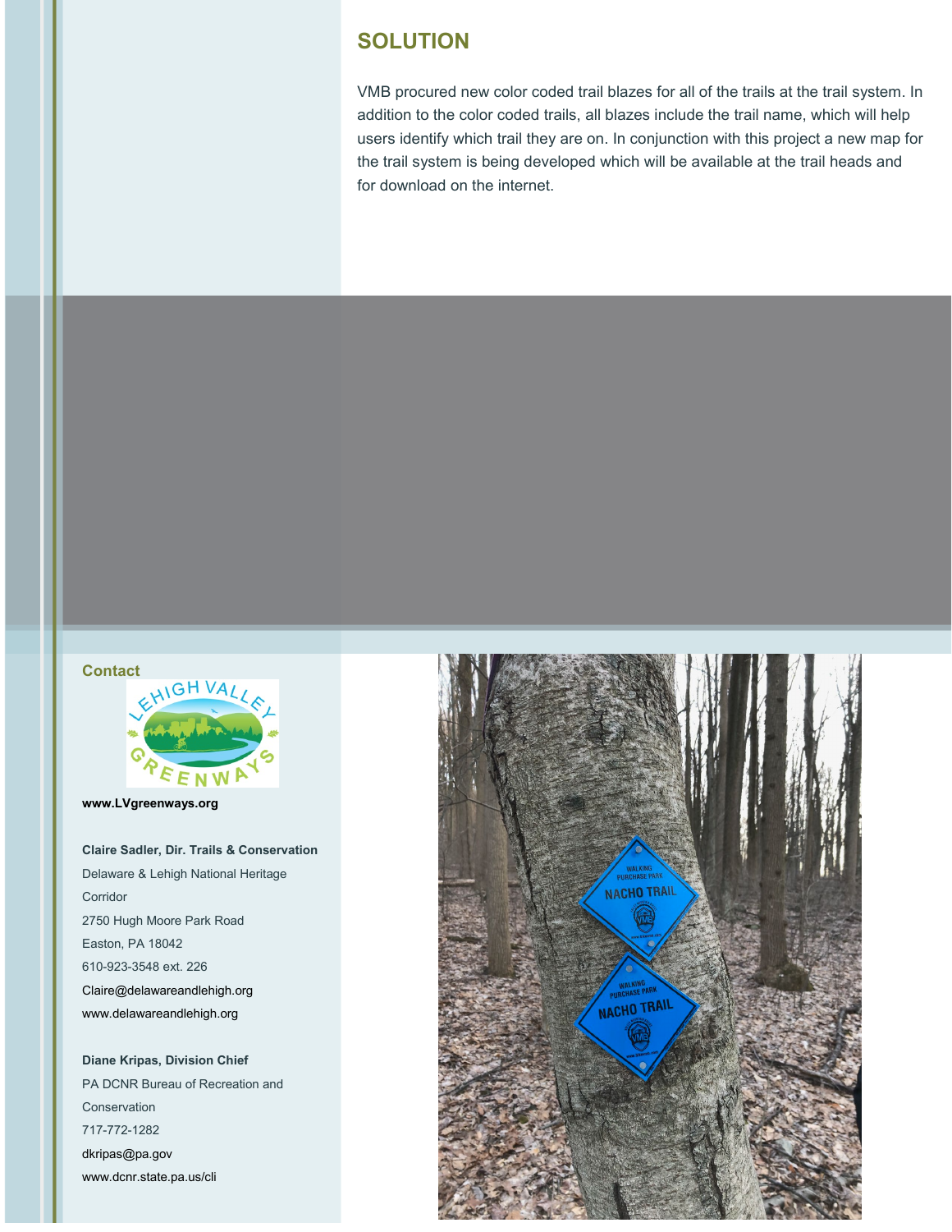## SOLUTION

VMB procured new color coded trail blazes for all of the trails at the trail system. In addition to the color coded trails, all blazes include the trail name, which will help users identify which trail they are on. In conjunction with this project a new map for the trail system is being developed which will be available at the trail heads and for download on the internet.

### Contact

**www.LVgreenways.org**

**Claire Sadler, Dir. Trails & Conservation**
Delaware & Lehigh National Heritage Corridor
2750 Hugh Moore Park Road
Easton, PA 18042
610-923-3548 ext. 226
Claire@delawareandlehigh.org
www.delawareandlehigh.org

**Diane Kripas, Division Chief**
PA DCNR Bureau of Recreation and Conservation
717-772-1282
dkripas@pa.gov
www.dcnr.state.pa.us/cli